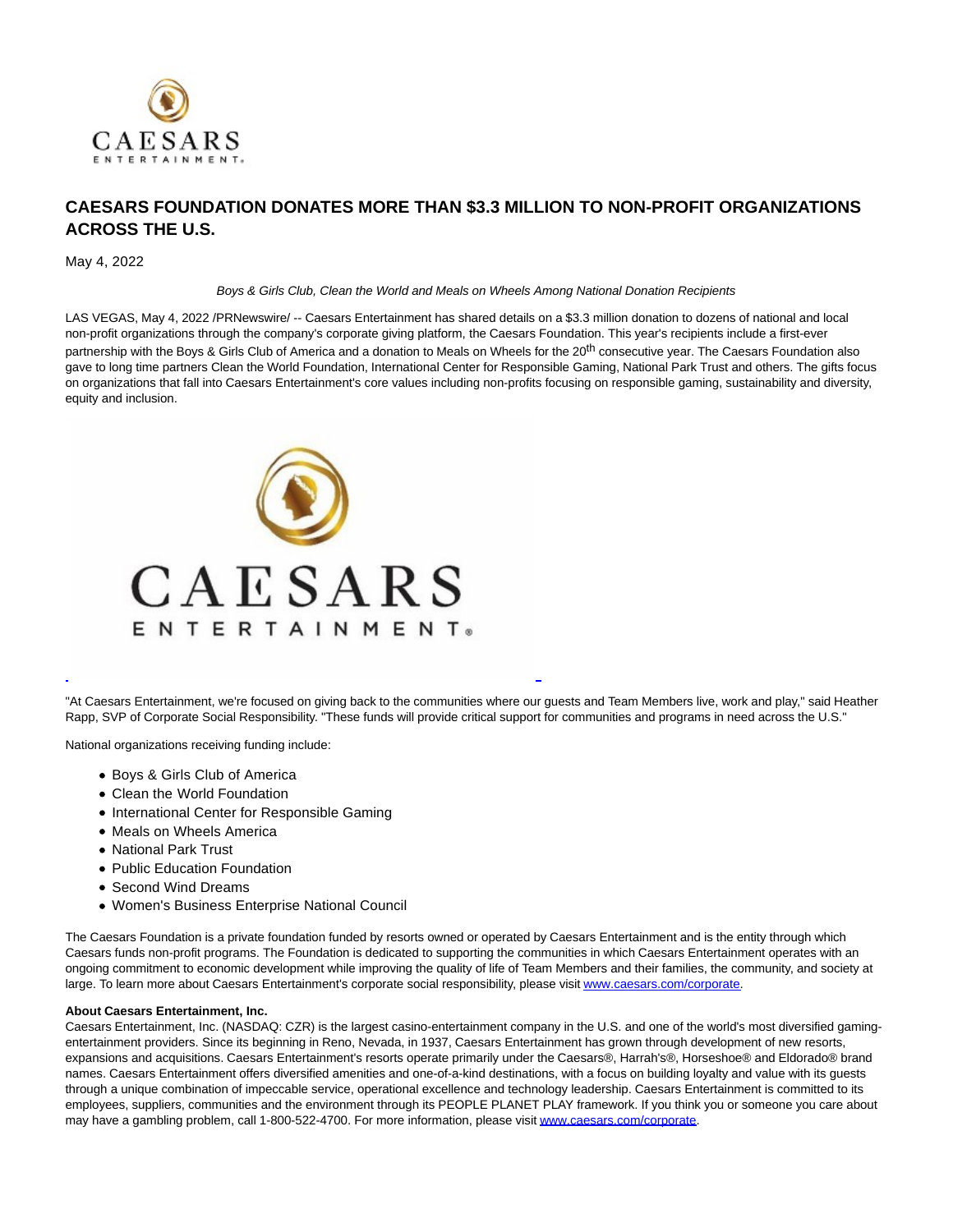# CAESARS FOUNDATION DONATES MORE THAN $3.3 MILLION TO NON-PROFIT ORGANIZATIONS ACROSS THE U.S.

May 4, 2022

*Boys & Girls Club, Clean the World and Meals on Wheels Among National Donation Recipients*

LAS VEGAS, May 4, 2022 /PRNewswire/ -- Caesars Entertainment has shared details on a $3.3 million donation to dozens of national and local non-profit organizations through the company's corporate giving platform, the Caesars Foundation. This year's recipients include a first-ever partnership with the Boys & Girls Club of America and a donation to Meals on Wheels for the 20th consecutive year. The Caesars Foundation also gave to long time partners Clean the World Foundation, International Center for Responsible Gaming, National Park Trust and others. The gifts focus on organizations that fall into Caesars Entertainment's core values including non-profits focusing on responsible gaming, sustainability and diversity, equity and inclusion.

"At Caesars Entertainment, we're focused on giving back to the communities where our guests and Team Members live, work and play," said Heather Rapp, SVP of Corporate Social Responsibility. "These funds will provide critical support for communities and programs in need across the U.S."

National organizations receiving funding include:

- Boys & Girls Club of America
- Clean the World Foundation
- International Center for Responsible Gaming
- Meals on Wheels America
- National Park Trust
- Public Education Foundation
- Second Wind Dreams
- Women's Business Enterprise National Council

The Caesars Foundation is a private foundation funded by resorts owned or operated by Caesars Entertainment and is the entity through which Caesars funds non-profit programs. The Foundation is dedicated to supporting the communities in which Caesars Entertainment operates with an ongoing commitment to economic development while improving the quality of life of Team Members and their families, the community, and society at large. To learn more about Caesars Entertainment's corporate social responsibility, please visit www.caesars.com/corporate.

**About Caesars Entertainment, Inc.**

Caesars Entertainment, Inc. (NASDAQ: CZR) is the largest casino-entertainment company in the U.S. and one of the world's most diversified gaming-entertainment providers. Since its beginning in Reno, Nevada, in 1937, Caesars Entertainment has grown through development of new resorts, expansions and acquisitions. Caesars Entertainment's resorts operate primarily under the Caesars®, Harrah's®, Horseshoe® and Eldorado® brand names. Caesars Entertainment offers diversified amenities and one-of-a-kind destinations, with a focus on building loyalty and value with its guests through a unique combination of impeccable service, operational excellence and technology leadership. Caesars Entertainment is committed to its employees, suppliers, communities and the environment through its PEOPLE PLANET PLAY framework. If you think you or someone you care about may have a gambling problem, call 1-800-522-4700. For more information, please visit www.caesars.com/corporate.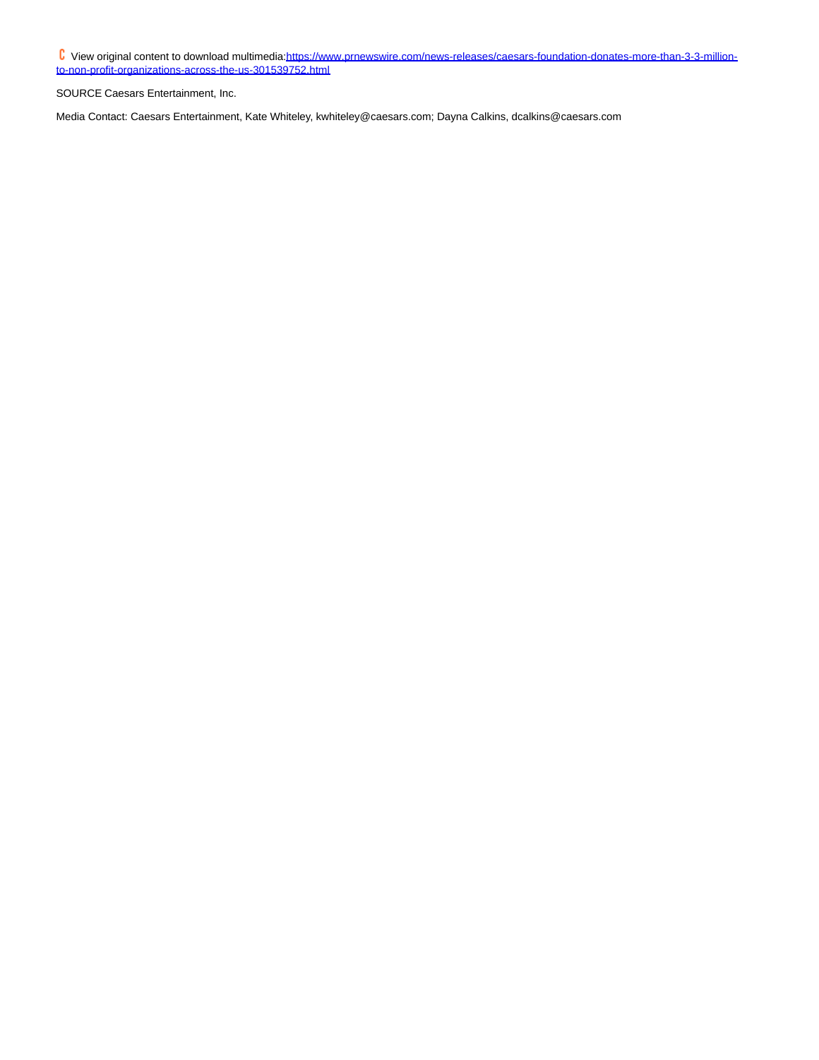View original content to download multimedia:https://www.prnewswire.com/news-releases/caesars-foundation-donates-more-than-3-3-million-to-non-profit-organizations-across-the-us-301539752.html

SOURCE Caesars Entertainment, Inc.

Media Contact: Caesars Entertainment, Kate Whiteley, kwhiteley@caesars.com; Dayna Calkins, dcalkins@caesars.com